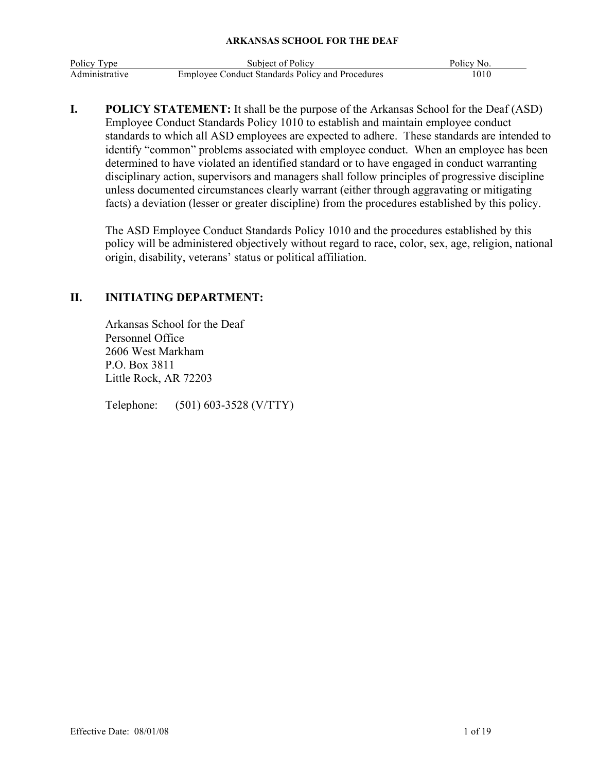**ARKANSAS SCHOOL FOR THE DEAF**

| Policy Type | Subject of Policy | Policy No. |
|---|---|---|
| Administrative | Employee Conduct Standards Policy and Procedures | 1010 |

## I. POLICY STATEMENT:

It shall be the purpose of the Arkansas School for the Deaf (ASD) Employee Conduct Standards Policy 1010 to establish and maintain employee conduct standards to which all ASD employees are expected to adhere. These standards are intended to identify "common" problems associated with employee conduct. When an employee has been determined to have violated an identified standard or to have engaged in conduct warranting disciplinary action, supervisors and managers shall follow principles of progressive discipline unless documented circumstances clearly warrant (either through aggravating or mitigating facts) a deviation (lesser or greater discipline) from the procedures established by this policy.

The ASD Employee Conduct Standards Policy 1010 and the procedures established by this policy will be administered objectively without regard to race, color, sex, age, religion, national origin, disability, veterans' status or political affiliation.

## II. INITIATING DEPARTMENT:

Arkansas School for the Deaf
Personnel Office
2606 West Markham
P.O. Box 3811
Little Rock, AR 72203

Telephone: (501) 603-3528 (V/TTY)

Effective Date: 08/01/08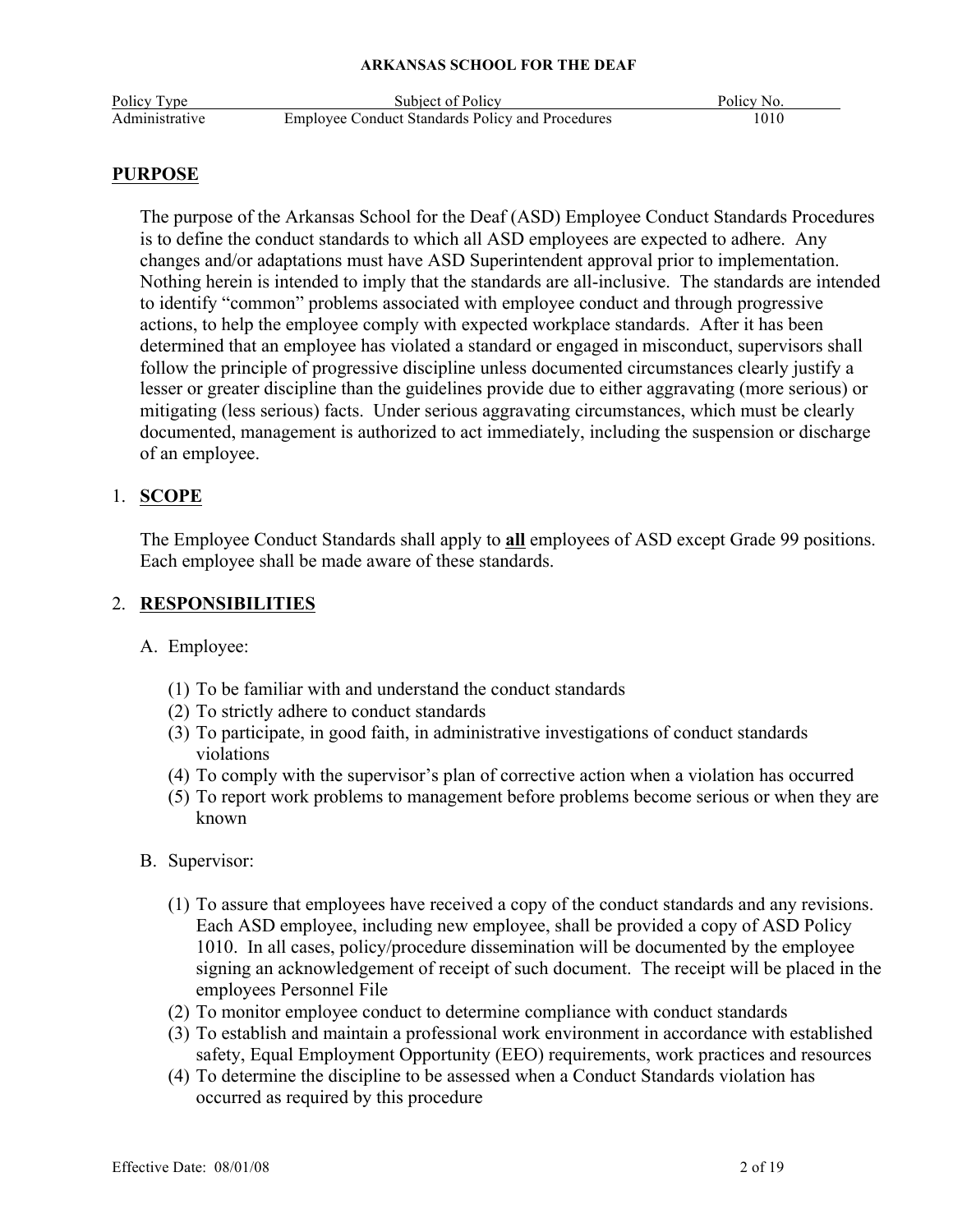**ARKANSAS SCHOOL FOR THE DEAF**

| Policy Type | Subject of Policy | Policy No. |
| --- | --- | --- |
| Administrative | Employee Conduct Standards Policy and Procedures | 1010 |

## PURPOSE

The purpose of the Arkansas School for the Deaf (ASD) Employee Conduct Standards Procedures is to define the conduct standards to which all ASD employees are expected to adhere. Any changes and/or adaptations must have ASD Superintendent approval prior to implementation. Nothing herein is intended to imply that the standards are all-inclusive. The standards are intended to identify "common" problems associated with employee conduct and through progressive actions, to help the employee comply with expected workplace standards. After it has been determined that an employee has violated a standard or engaged in misconduct, supervisors shall follow the principle of progressive discipline unless documented circumstances clearly justify a lesser or greater discipline than the guidelines provide due to either aggravating (more serious) or mitigating (less serious) facts. Under serious aggravating circumstances, which must be clearly documented, management is authorized to act immediately, including the suspension or discharge of an employee.

## 1. SCOPE

The Employee Conduct Standards shall apply to **all** employees of ASD except Grade 99 positions. Each employee shall be made aware of these standards.

## 2. RESPONSIBILITIES

A. Employee:

(1) To be familiar with and understand the conduct standards
(2) To strictly adhere to conduct standards
(3) To participate, in good faith, in administrative investigations of conduct standards violations
(4) To comply with the supervisor's plan of corrective action when a violation has occurred
(5) To report work problems to management before problems become serious or when they are known

B. Supervisor:

(1) To assure that employees have received a copy of the conduct standards and any revisions. Each ASD employee, including new employee, shall be provided a copy of ASD Policy 1010. In all cases, policy/procedure dissemination will be documented by the employee signing an acknowledgement of receipt of such document. The receipt will be placed in the employees Personnel File
(2) To monitor employee conduct to determine compliance with conduct standards
(3) To establish and maintain a professional work environment in accordance with established safety, Equal Employment Opportunity (EEO) requirements, work practices and resources
(4) To determine the discipline to be assessed when a Conduct Standards violation has occurred as required by this procedure

Effective Date: 08/01/08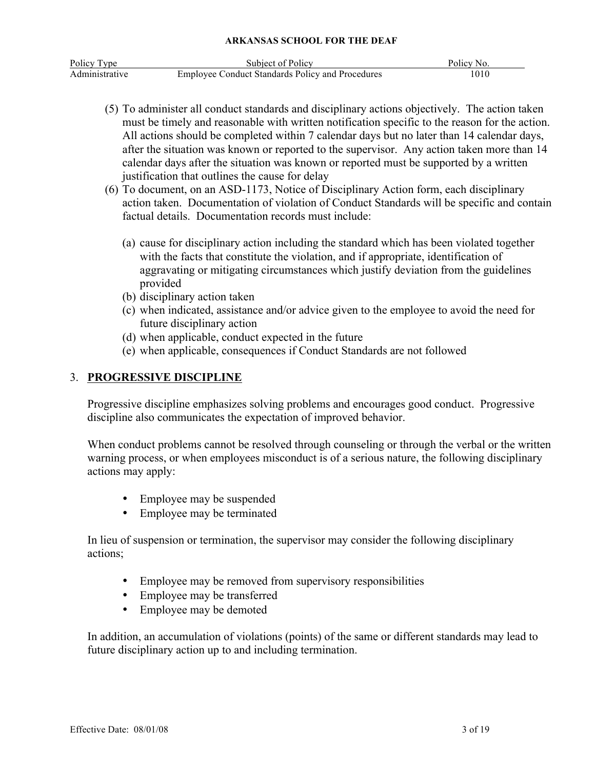(5) To administer all conduct standards and disciplinary actions objectively. The action taken must be timely and reasonable with written notification specific to the reason for the action. All actions should be completed within 7 calendar days but no later than 14 calendar days, after the situation was known or reported to the supervisor. Any action taken more than 14 calendar days after the situation was known or reported must be supported by a written justification that outlines the cause for delay

(6) To document, on an ASD-1173, Notice of Disciplinary Action form, each disciplinary action taken. Documentation of violation of Conduct Standards will be specific and contain factual details. Documentation records must include:

   (a) cause for disciplinary action including the standard which has been violated together with the facts that constitute the violation, and if appropriate, identification of aggravating or mitigating circumstances which justify deviation from the guidelines provided
   (b) disciplinary action taken
   (c) when indicated, assistance and/or advice given to the employee to avoid the need for future disciplinary action
   (d) when applicable, conduct expected in the future
   (e) when applicable, consequences if Conduct Standards are not followed

## 3. PROGRESSIVE DISCIPLINE

Progressive discipline emphasizes solving problems and encourages good conduct. Progressive discipline also communicates the expectation of improved behavior.

When conduct problems cannot be resolved through counseling or through the verbal or the written warning process, or when employees misconduct is of a serious nature, the following disciplinary actions may apply:

- Employee may be suspended
- Employee may be terminated

In lieu of suspension or termination, the supervisor may consider the following disciplinary actions;

- Employee may be removed from supervisory responsibilities
- Employee may be transferred
- Employee may be demoted

In addition, an accumulation of violations (points) of the same or different standards may lead to future disciplinary action up to and including termination.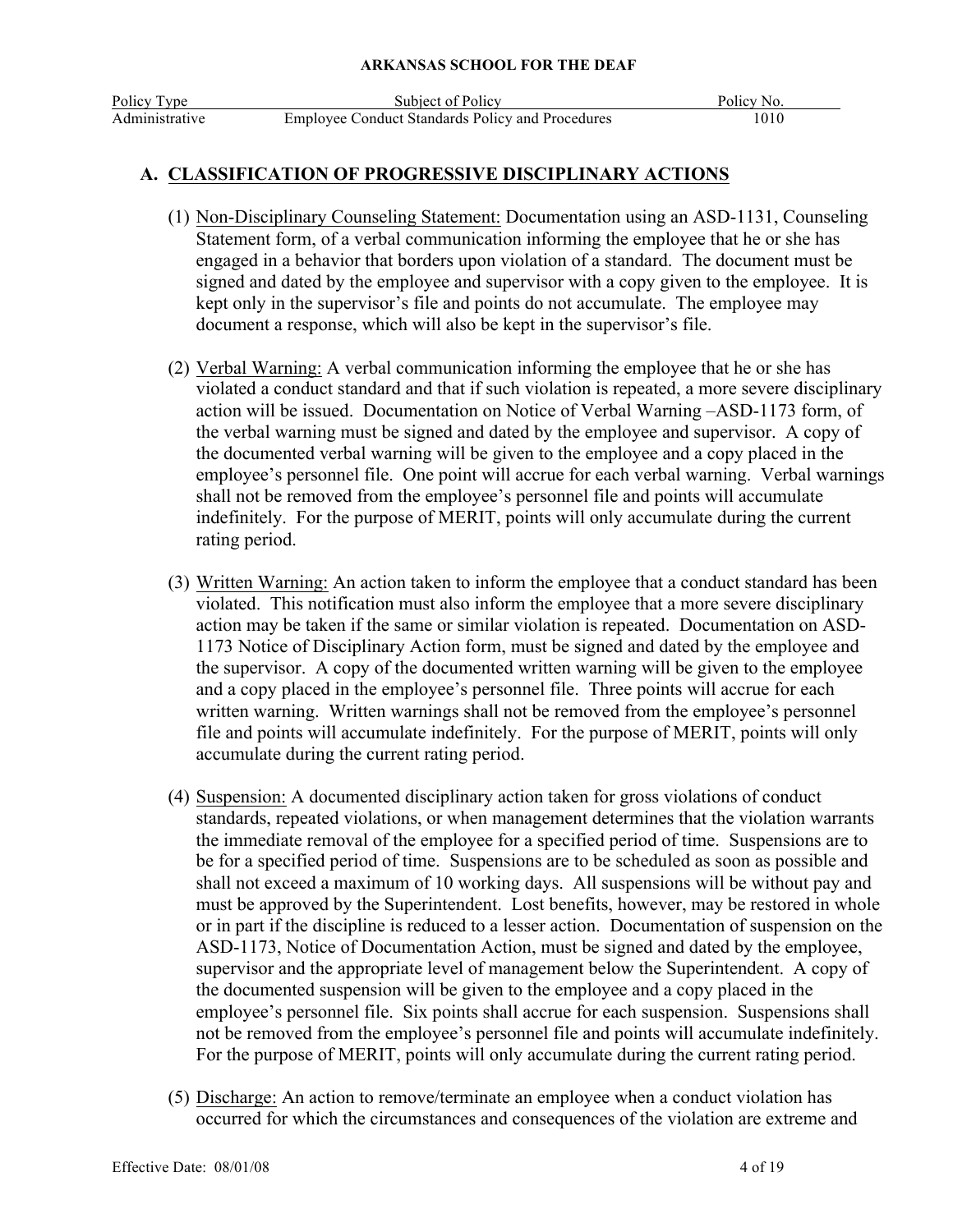## A. CLASSIFICATION OF PROGRESSIVE DISCIPLINARY ACTIONS

(1) Non-Disciplinary Counseling Statement: Documentation using an ASD-1131, Counseling Statement form, of a verbal communication informing the employee that he or she has engaged in a behavior that borders upon violation of a standard. The document must be signed and dated by the employee and supervisor with a copy given to the employee. It is kept only in the supervisor's file and points do not accumulate. The employee may document a response, which will also be kept in the supervisor's file.

(2) Verbal Warning: A verbal communication informing the employee that he or she has violated a conduct standard and that if such violation is repeated, a more severe disciplinary action will be issued. Documentation on Notice of Verbal Warning –ASD-1173 form, of the verbal warning must be signed and dated by the employee and supervisor. A copy of the documented verbal warning will be given to the employee and a copy placed in the employee's personnel file. One point will accrue for each verbal warning. Verbal warnings shall not be removed from the employee's personnel file and points will accumulate indefinitely. For the purpose of MERIT, points will only accumulate during the current rating period.

(3) Written Warning: An action taken to inform the employee that a conduct standard has been violated. This notification must also inform the employee that a more severe disciplinary action may be taken if the same or similar violation is repeated. Documentation on ASD-1173 Notice of Disciplinary Action form, must be signed and dated by the employee and the supervisor. A copy of the documented written warning will be given to the employee and a copy placed in the employee's personnel file. Three points will accrue for each written warning. Written warnings shall not be removed from the employee's personnel file and points will accumulate indefinitely. For the purpose of MERIT, points will only accumulate during the current rating period.

(4) Suspension: A documented disciplinary action taken for gross violations of conduct standards, repeated violations, or when management determines that the violation warrants the immediate removal of the employee for a specified period of time. Suspensions are to be for a specified period of time. Suspensions are to be scheduled as soon as possible and shall not exceed a maximum of 10 working days. All suspensions will be without pay and must be approved by the Superintendent. Lost benefits, however, may be restored in whole or in part if the discipline is reduced to a lesser action. Documentation of suspension on the ASD-1173, Notice of Documentation Action, must be signed and dated by the employee, supervisor and the appropriate level of management below the Superintendent. A copy of the documented suspension will be given to the employee and a copy placed in the employee's personnel file. Six points shall accrue for each suspension. Suspensions shall not be removed from the employee's personnel file and points will accumulate indefinitely. For the purpose of MERIT, points will only accumulate during the current rating period.

(5) Discharge: An action to remove/terminate an employee when a conduct violation has occurred for which the circumstances and consequences of the violation are extreme and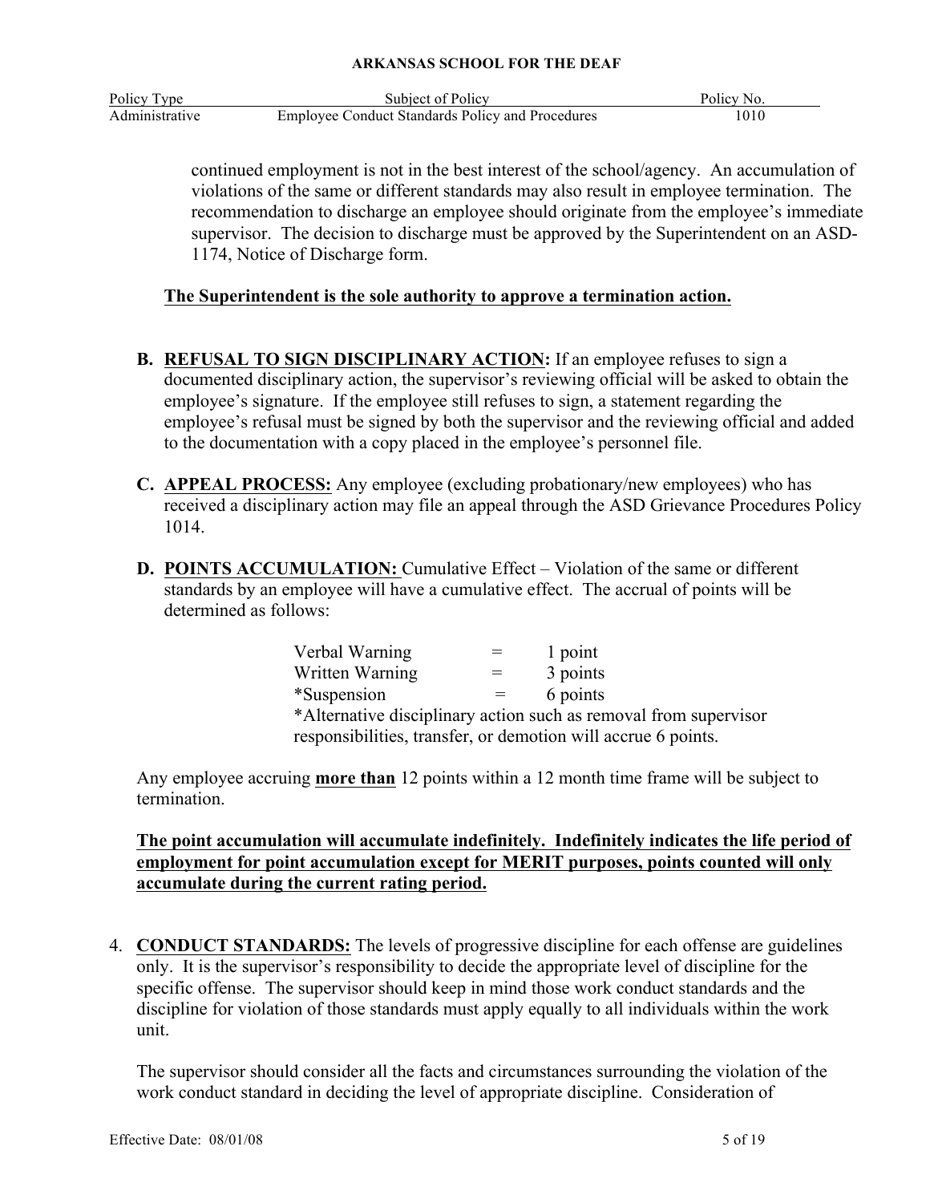continued employment is not in the best interest of the school/agency. An accumulation of violations of the same or different standards may also result in employee termination. The recommendation to discharge an employee should originate from the employee's immediate supervisor. The decision to discharge must be approved by the Superintendent on an ASD-1174, Notice of Discharge form.

**The Superintendent is the sole authority to approve a termination action.**

**B. REFUSAL TO SIGN DISCIPLINARY ACTION:** If an employee refuses to sign a documented disciplinary action, the supervisor's reviewing official will be asked to obtain the employee's signature. If the employee still refuses to sign, a statement regarding the employee's refusal must be signed by both the supervisor and the reviewing official and added to the documentation with a copy placed in the employee's personnel file.

**C. APPEAL PROCESS:** Any employee (excluding probationary/new employees) who has received a disciplinary action may file an appeal through the ASD Grievance Procedures Policy 1014.

**D. POINTS ACCUMULATION:** Cumulative Effect – Violation of the same or different standards by an employee will have a cumulative effect. The accrual of points will be determined as follows:

| | | |
|---|---|---|
| Verbal Warning | = | 1 point |
| Written Warning | = | 3 points |
| *Suspension | = | 6 points |

*Alternative disciplinary action such as removal from supervisor responsibilities, transfer, or demotion will accrue 6 points.

Any employee accruing **more than** 12 points within a 12 month time frame will be subject to termination.

**The point accumulation will accumulate indefinitely. Indefinitely indicates the life period of employment for point accumulation except for MERIT purposes, points counted will only accumulate during the current rating period.**

4. **CONDUCT STANDARDS:** The levels of progressive discipline for each offense are guidelines only. It is the supervisor's responsibility to decide the appropriate level of discipline for the specific offense. The supervisor should keep in mind those work conduct standards and the discipline for violation of those standards must apply equally to all individuals within the work unit.

   The supervisor should consider all the facts and circumstances surrounding the violation of the work conduct standard in deciding the level of appropriate discipline. Consideration of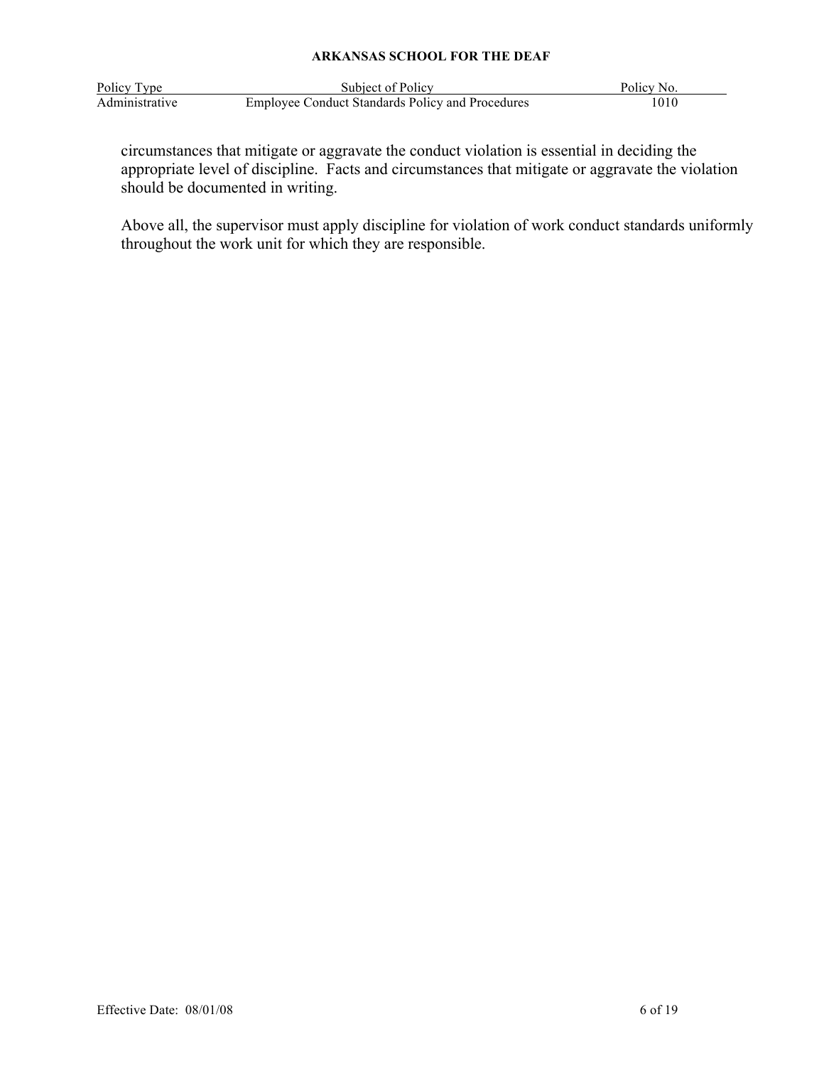circumstances that mitigate or aggravate the conduct violation is essential in deciding the appropriate level of discipline. Facts and circumstances that mitigate or aggravate the violation should be documented in writing.

Above all, the supervisor must apply discipline for violation of work conduct standards uniformly throughout the work unit for which they are responsible.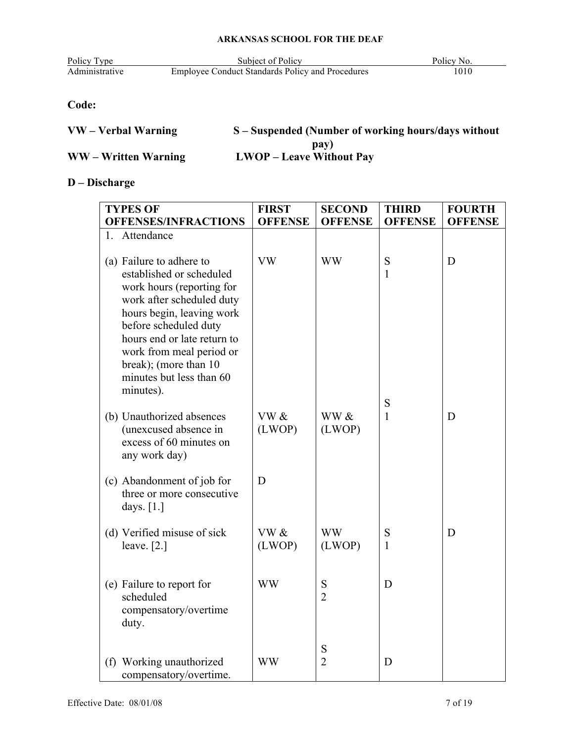**Code:**

**VW – Verbal Warning** **S – Suspended (Number of working hours/days without pay)**

**WW – Written Warning** **LWOP – Leave Without Pay**

**D – Discharge**

| TYPES OF OFFENSES/INFRACTIONS | FIRST OFFENSE | SECOND OFFENSE | THIRD OFFENSE | FOURTH OFFENSE |
|---|---|---|---|---|
| 1. Attendance | | | | |
| (a) Failure to adhere to established or scheduled work hours (reporting for work after scheduled duty hours begin, leaving work before scheduled duty hours end or late return to work from meal period or break); (more than 10 minutes but less than 60 minutes). | VW | WW | S 1 | D |
| (b) Unauthorized absences (unexcused absence in excess of 60 minutes on any work day) | VW & (LWOP) | WW & (LWOP) | S 1 | D |
| (c) Abandonment of job for three or more consecutive days. [1.] | D | | | |
| (d) Verified misuse of sick leave. [2.] | VW & (LWOP) | WW (LWOP) | S 1 | D |
| (e) Failure to report for scheduled compensatory/overtime duty. | WW | S 2 | D | |
| (f) Working unauthorized compensatory/overtime. | WW | S 2 | D | |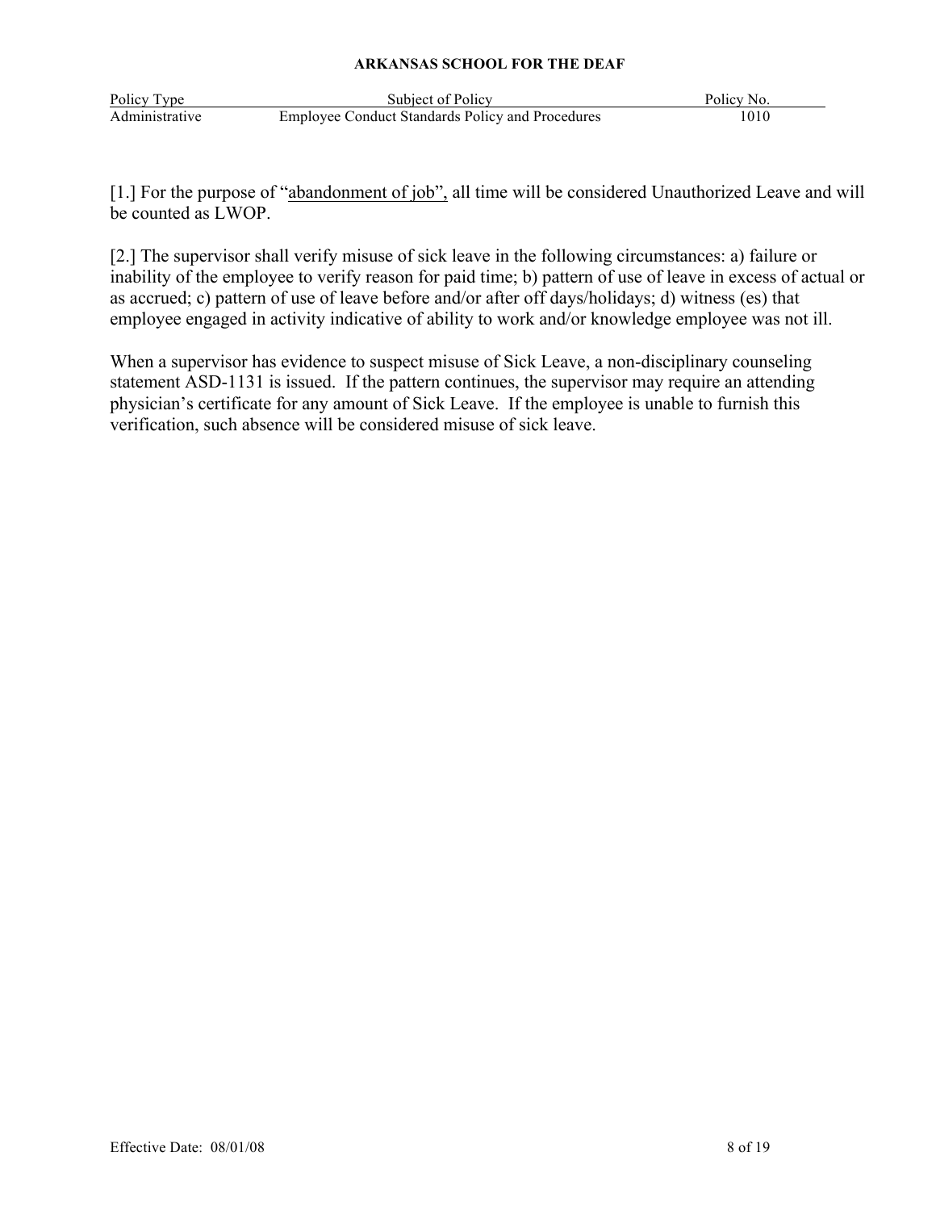[1.] For the purpose of "abandonment of job", all time will be considered Unauthorized Leave and will be counted as LWOP.

[2.] The supervisor shall verify misuse of sick leave in the following circumstances: a) failure or inability of the employee to verify reason for paid time; b) pattern of use of leave in excess of actual or as accrued; c) pattern of use of leave before and/or after off days/holidays; d) witness (es) that employee engaged in activity indicative of ability to work and/or knowledge employee was not ill.

When a supervisor has evidence to suspect misuse of Sick Leave, a non-disciplinary counseling statement ASD-1131 is issued. If the pattern continues, the supervisor may require an attending physician's certificate for any amount of Sick Leave. If the employee is unable to furnish this verification, such absence will be considered misuse of sick leave.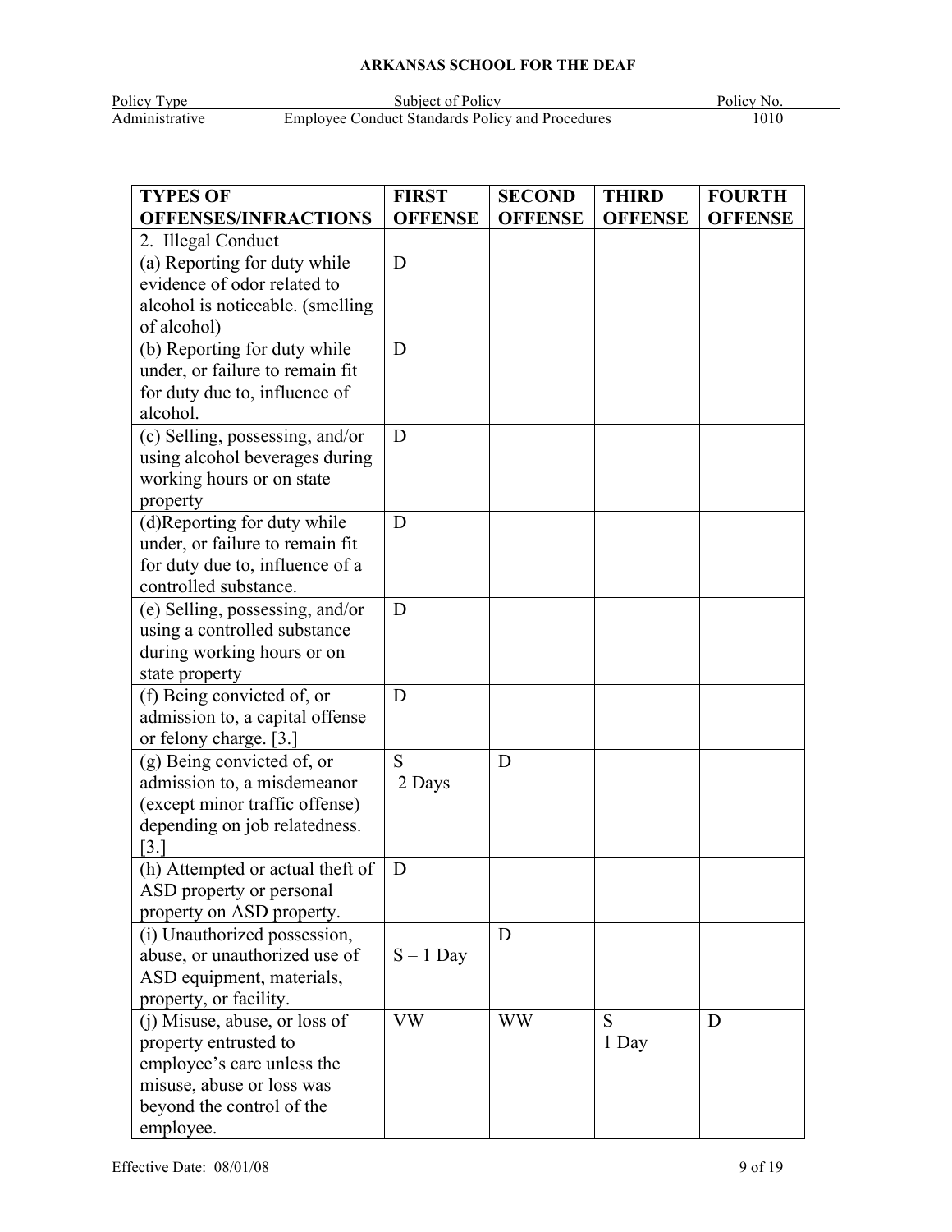| TYPES OF OFFENSES/INFRACTIONS | FIRST OFFENSE | SECOND OFFENSE | THIRD OFFENSE | FOURTH OFFENSE |
|---|---|---|---|---|
| 2. Illegal Conduct | | | | |
| (a) Reporting for duty while evidence of odor related to alcohol is noticeable. (smelling of alcohol) | D | | | |
| (b) Reporting for duty while under, or failure to remain fit for duty due to, influence of alcohol. | D | | | |
| (c) Selling, possessing, and/or using alcohol beverages during working hours or on state property | D | | | |
| (d)Reporting for duty while under, or failure to remain fit for duty due to, influence of a controlled substance. | D | | | |
| (e) Selling, possessing, and/or using a controlled substance during working hours or on state property | D | | | |
| (f) Being convicted of, or admission to, a capital offense or felony charge. [3.] | D | | | |
| (g) Being convicted of, or admission to, a misdemeanor (except minor traffic offense) depending on job relatedness. [3.] | S 2 Days | D | | |
| (h) Attempted or actual theft of ASD property or personal property on ASD property. | D | | | |
| (i) Unauthorized possession, abuse, or unauthorized use of ASD equipment, materials, property, or facility. | S – 1 Day | D | | |
| (j) Misuse, abuse, or loss of property entrusted to employee's care unless the misuse, abuse or loss was beyond the control of the employee. | VW | WW | S 1 Day | D |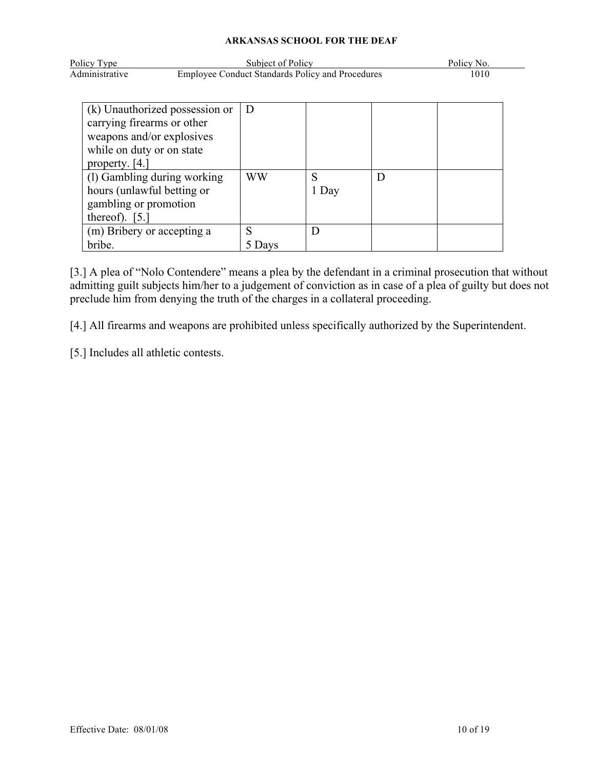| | | | | |
|---|---|---|---|---|
| (k) Unauthorized possession or carrying firearms or other weapons and/or explosives while on duty or on state property. [4.] | D | | | |
| (l) Gambling during working hours (unlawful betting or gambling or promotion thereof). [5.] | WW | S 1 Day | D | |
| (m) Bribery or accepting a bribe. | S 5 Days | D | | |

[3.] A plea of "Nolo Contendere" means a plea by the defendant in a criminal prosecution that without admitting guilt subjects him/her to a judgement of conviction as in case of a plea of guilty but does not preclude him from denying the truth of the charges in a collateral proceeding.

[4.] All firearms and weapons are prohibited unless specifically authorized by the Superintendent.

[5.] Includes all athletic contests.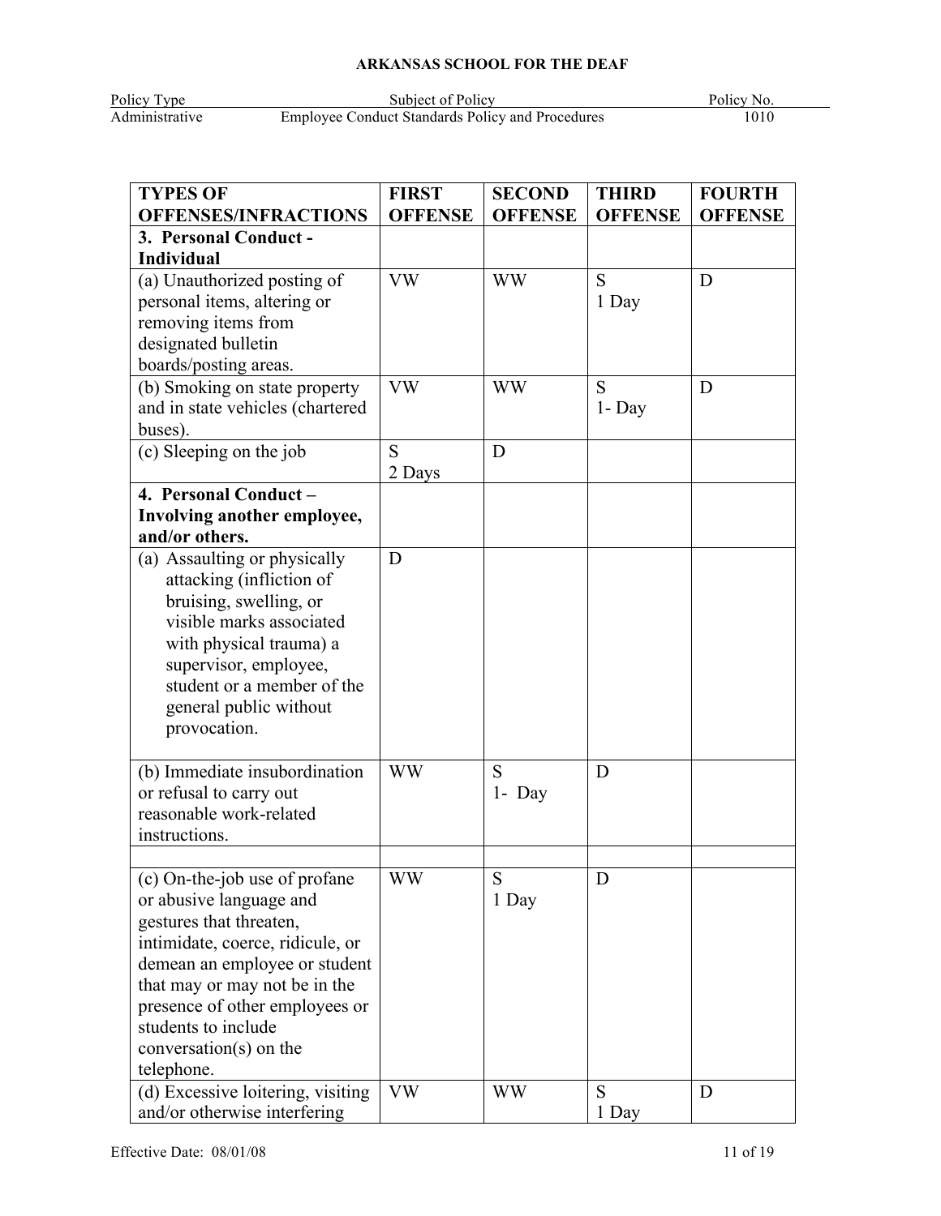| TYPES OF OFFENSES/INFRACTIONS | FIRST OFFENSE | SECOND OFFENSE | THIRD OFFENSE | FOURTH OFFENSE |
|---|---|---|---|---|
| **3. Personal Conduct - Individual** | | | | |
| (a) Unauthorized posting of personal items, altering or removing items from designated bulletin boards/posting areas. | VW | WW | S 1 Day | D |
| (b) Smoking on state property and in state vehicles (chartered buses). | VW | WW | S 1- Day | D |
| (c) Sleeping on the job | S 2 Days | D | | |
| **4. Personal Conduct – Involving another employee, and/or others.** | | | | |
| (a) Assaulting or physically attacking (infliction of bruising, swelling, or visible marks associated with physical trauma) a supervisor, employee, student or a member of the general public without provocation. | D | | | |
| (b) Immediate insubordination or refusal to carry out reasonable work-related instructions. | WW | S 1- Day | D | |
| | | | | |
| (c) On-the-job use of profane or abusive language and gestures that threaten, intimidate, coerce, ridicule, or demean an employee or student that may or may not be in the presence of other employees or students to include conversation(s) on the telephone. | WW | S 1 Day | D | |
| (d) Excessive loitering, visiting and/or otherwise interfering | VW | WW | S 1 Day | D |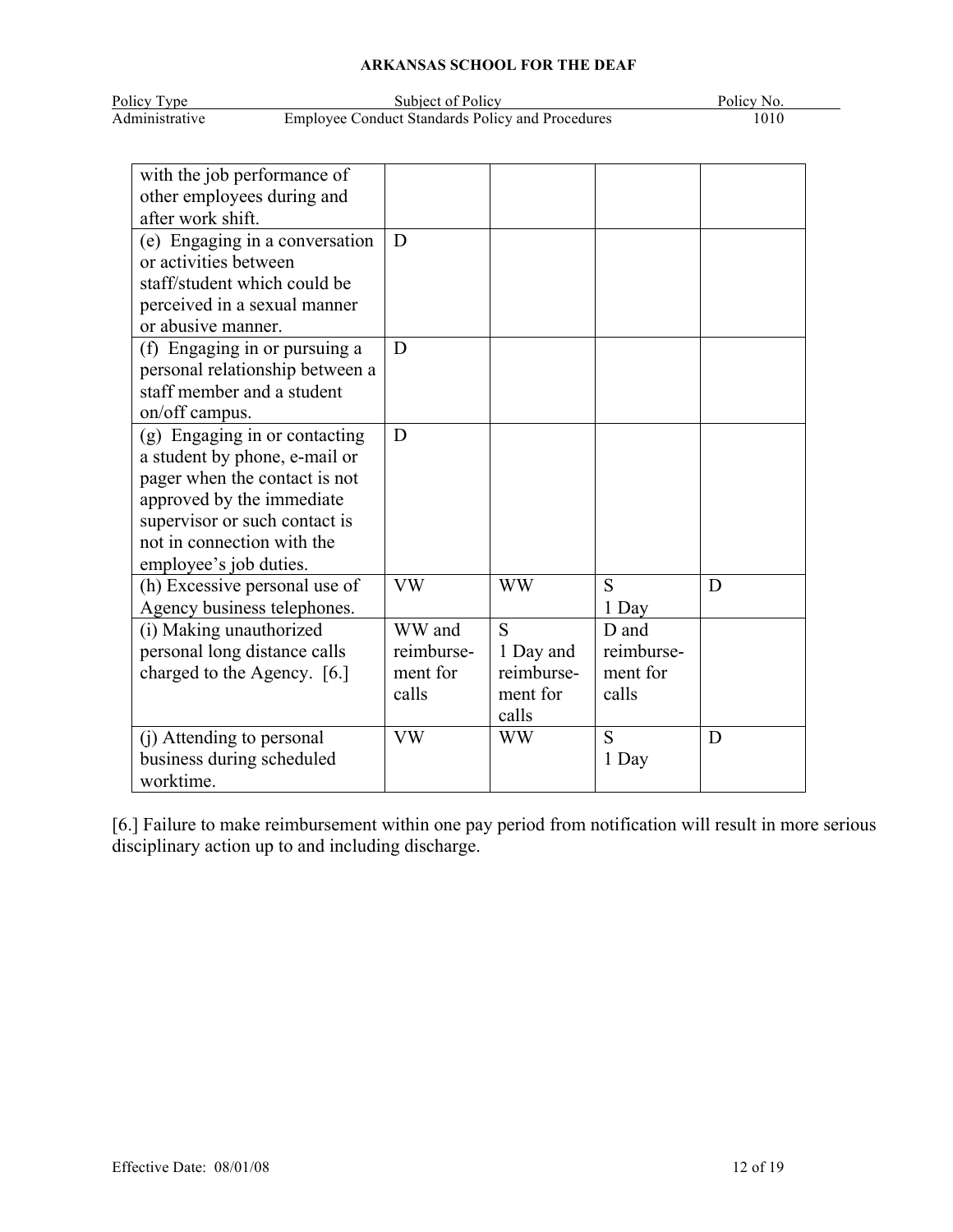| | | | | |
|---|---|---|---|---|
| with the job performance of other employees during and after work shift. | | | | |
| (e) Engaging in a conversation or activities between staff/student which could be perceived in a sexual manner or abusive manner. | D | | | |
| (f) Engaging in or pursuing a personal relationship between a staff member and a student on/off campus. | D | | | |
| (g) Engaging in or contacting a student by phone, e-mail or pager when the contact is not approved by the immediate supervisor or such contact is not in connection with the employee's job duties. | D | | | |
| (h) Excessive personal use of Agency business telephones. | VW | WW | S 1 Day | D |
| (i) Making unauthorized personal long distance calls charged to the Agency. [6.] | WW and reimbursement for calls | S 1 Day and reimbursement for calls | D and reimbursement for calls | |
| (j) Attending to personal business during scheduled worktime. | VW | WW | S 1 Day | D |

[6.] Failure to make reimbursement within one pay period from notification will result in more serious disciplinary action up to and including discharge.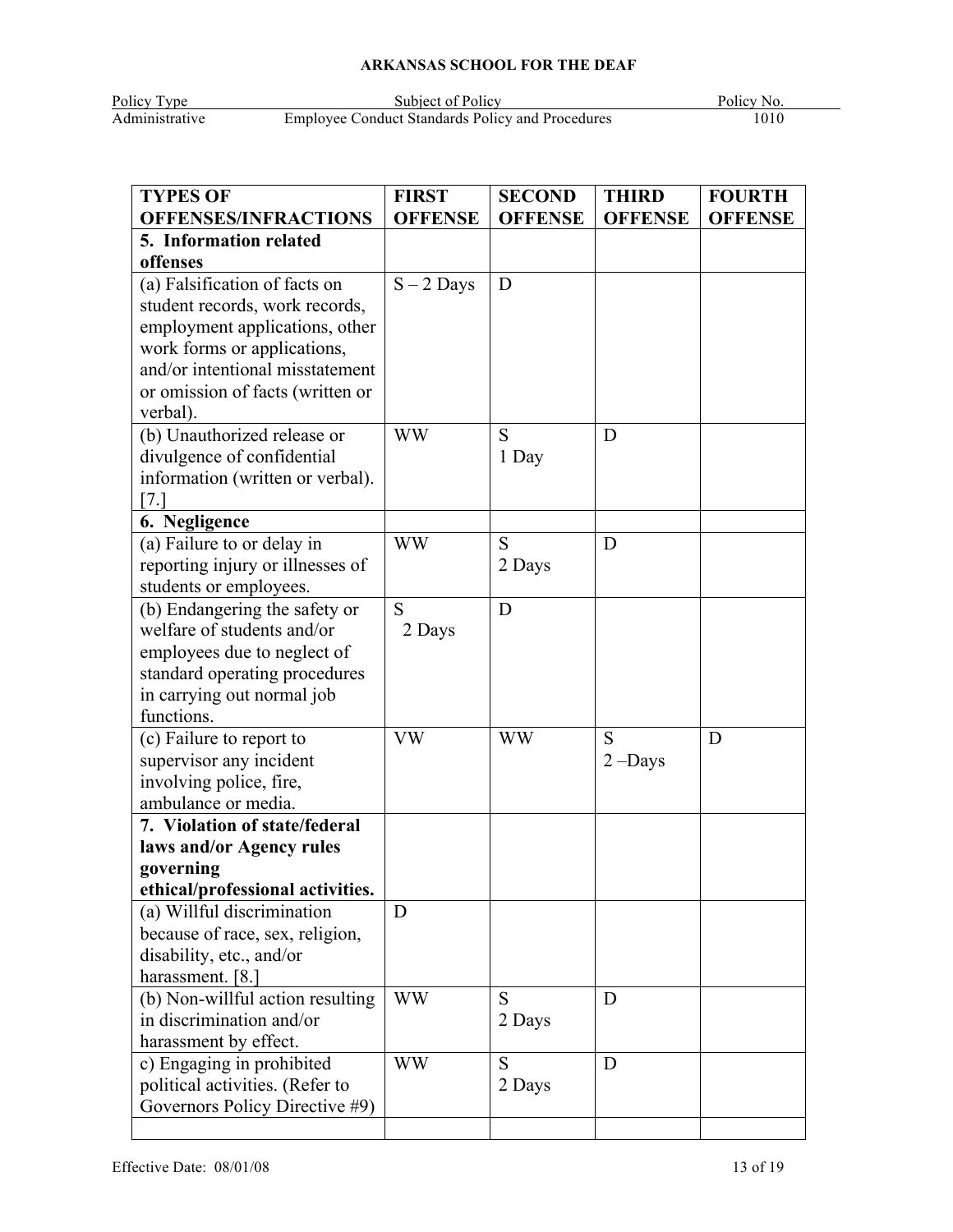| TYPES OF OFFENSES/INFRACTIONS | FIRST OFFENSE | SECOND OFFENSE | THIRD OFFENSE | FOURTH OFFENSE |
|---|---|---|---|---|
| **5. Information related offenses** | | | | |
| (a) Falsification of facts on student records, work records, employment applications, other work forms or applications, and/or intentional misstatement or omission of facts (written or verbal). | S – 2 Days | D | | |
| (b) Unauthorized release or divulgence of confidential information (written or verbal). [7.] | WW | S 1 Day | D | |
| **6. Negligence** | | | | |
| (a) Failure to or delay in reporting injury or illnesses of students or employees. | WW | S 2 Days | D | |
| (b) Endangering the safety or welfare of students and/or employees due to neglect of standard operating procedures in carrying out normal job functions. | S 2 Days | D | | |
| (c) Failure to report to supervisor any incident involving police, fire, ambulance or media. | VW | WW | S 2 –Days | D |
| **7. Violation of state/federal laws and/or Agency rules governing ethical/professional activities.** | | | | |
| (a) Willful discrimination because of race, sex, religion, disability, etc., and/or harassment. [8.] | D | | | |
| (b) Non-willful action resulting in discrimination and/or harassment by effect. | WW | S 2 Days | D | |
| c) Engaging in prohibited political activities. (Refer to Governors Policy Directive #9) | WW | S 2 Days | D | |
| | | | | |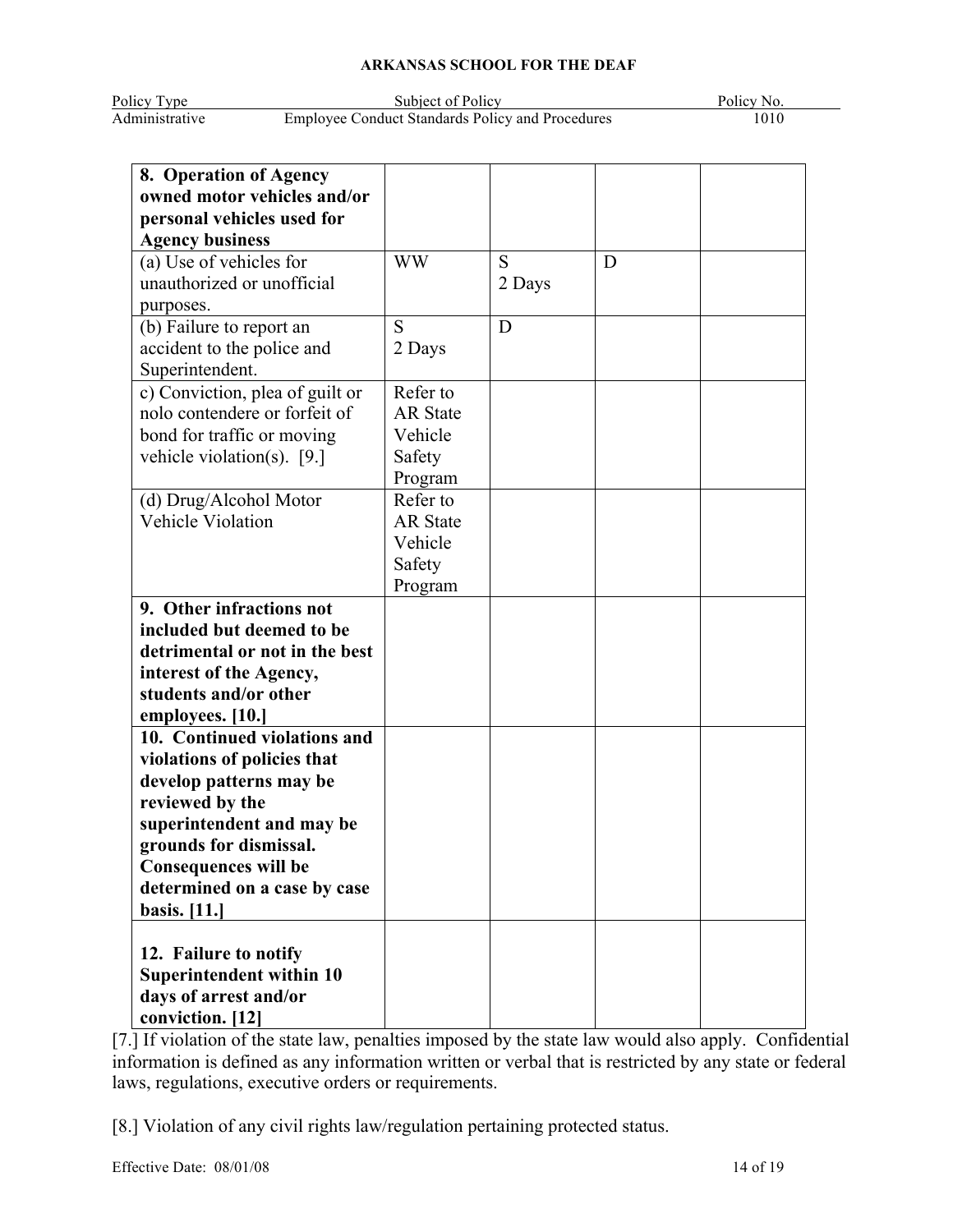| **8. Operation of Agency owned motor vehicles and/or personal vehicles used for Agency business** | | | | |
|---|---|---|---|---|
| (a) Use of vehicles for unauthorized or unofficial purposes. | WW | S 2 Days | D | |
| (b) Failure to report an accident to the police and Superintendent. | S 2 Days | D | | |
| c) Conviction, plea of guilt or nolo contendere or forfeit of bond for traffic or moving vehicle violation(s). [9.] | Refer to AR State Vehicle Safety Program | | | |
| (d) Drug/Alcohol Motor Vehicle Violation | Refer to AR State Vehicle Safety Program | | | |
| **9. Other infractions not included but deemed to be detrimental or not in the best interest of the Agency, students and/or other employees. [10.]** | | | | |
| **10. Continued violations and violations of policies that develop patterns may be reviewed by the superintendent and may be grounds for dismissal. Consequences will be determined on a case by case basis. [11.]** | | | | |
| **12. Failure to notify Superintendent within 10 days of arrest and/or conviction. [12]** | | | | |

[7.] If violation of the state law, penalties imposed by the state law would also apply. Confidential information is defined as any information written or verbal that is restricted by any state or federal laws, regulations, executive orders or requirements.

[8.] Violation of any civil rights law/regulation pertaining protected status.

Effective Date: 08/01/08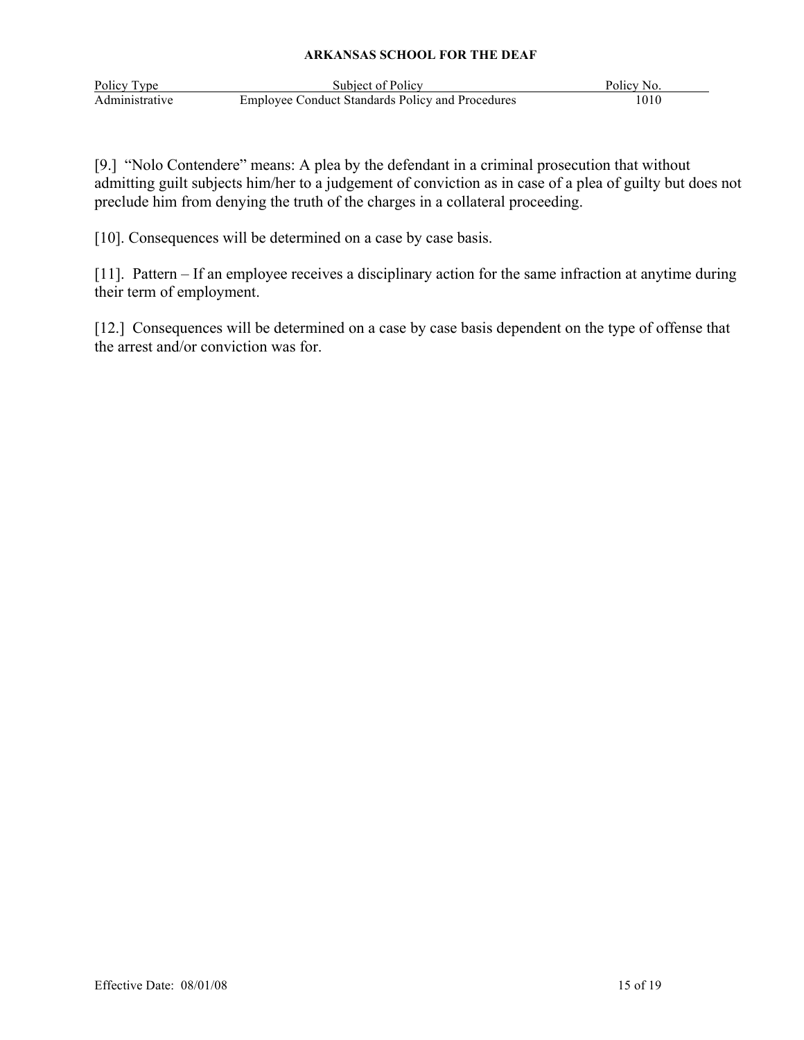[9.] "Nolo Contendere" means: A plea by the defendant in a criminal prosecution that without admitting guilt subjects him/her to a judgement of conviction as in case of a plea of guilty but does not preclude him from denying the truth of the charges in a collateral proceeding.

[10]. Consequences will be determined on a case by case basis.

[11]. Pattern – If an employee receives a disciplinary action for the same infraction at anytime during their term of employment.

[12.] Consequences will be determined on a case by case basis dependent on the type of offense that the arrest and/or conviction was for.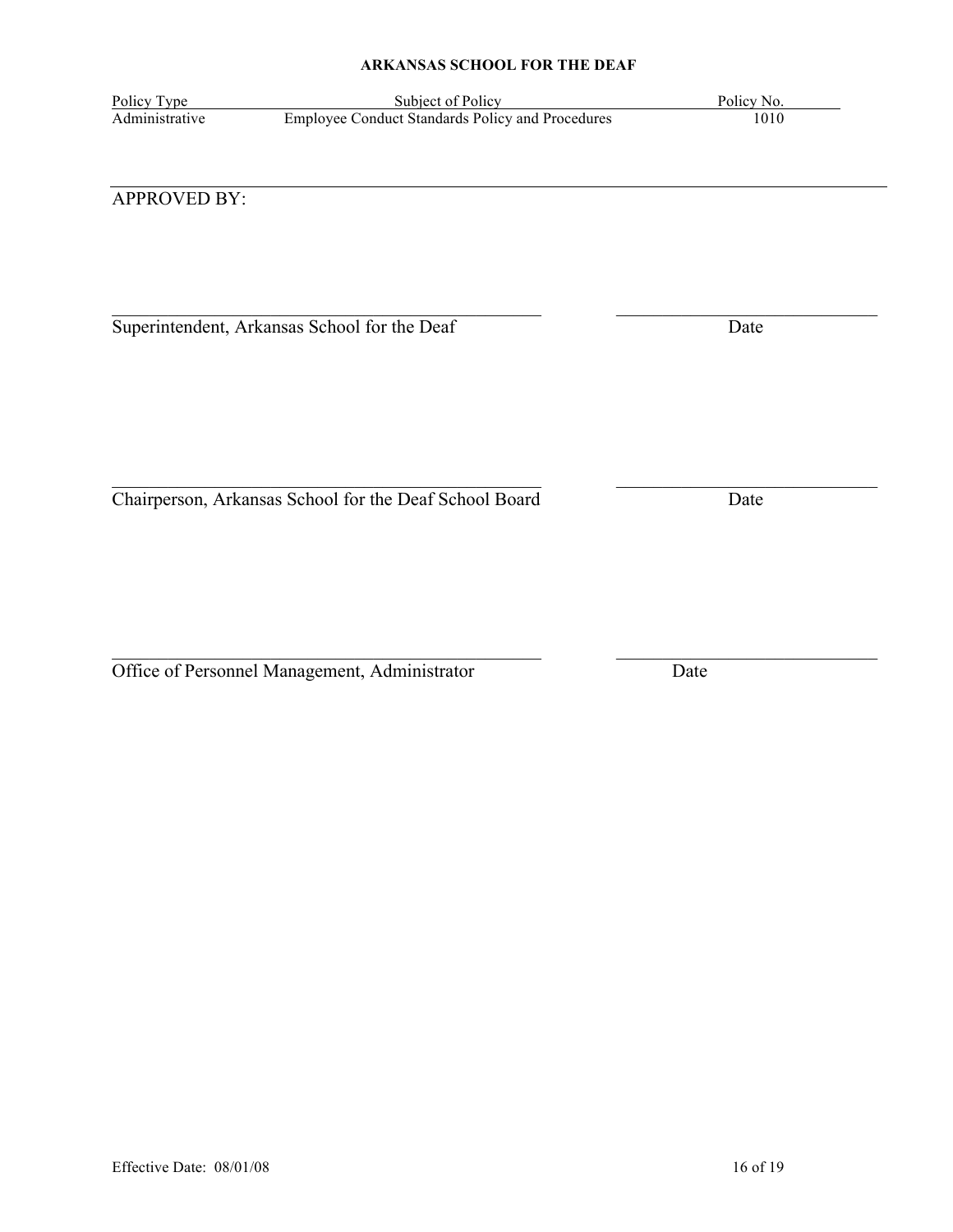**ARKANSAS SCHOOL FOR THE DEAF**

| Policy Type | Subject of Policy | Policy No. |
|---|---|---|
| Administrative | Employee Conduct Standards Policy and Procedures | 1010 |

APPROVED BY:

\_\_\_\_\_\_\_\_\_\_\_\_\_\_\_\_\_\_\_\_\_\_\_\_\_\_\_\_\_\_\_\_\_\_\_\_\_\_\_\_ \_\_\_\_\_\_\_\_\_\_\_\_\_\_\_\_\_\_\_\_\_\_\_\_

Superintendent, Arkansas School for the Deaf Date

\_\_\_\_\_\_\_\_\_\_\_\_\_\_\_\_\_\_\_\_\_\_\_\_\_\_\_\_\_\_\_\_\_\_\_\_\_\_\_\_ \_\_\_\_\_\_\_\_\_\_\_\_\_\_\_\_\_\_\_\_\_\_\_\_

Chairperson, Arkansas School for the Deaf School Board Date

\_\_\_\_\_\_\_\_\_\_\_\_\_\_\_\_\_\_\_\_\_\_\_\_\_\_\_\_\_\_\_\_\_\_\_\_\_\_\_\_ \_\_\_\_\_\_\_\_\_\_\_\_\_\_\_\_\_\_\_\_\_\_\_\_

Office of Personnel Management, Administrator Date

Effective Date: 08/01/08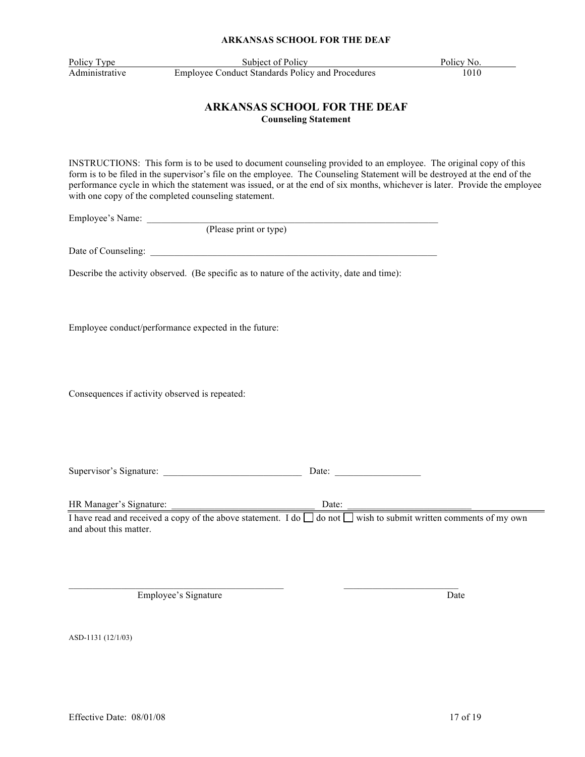**ARKANSAS SCHOOL FOR THE DEAF**

| Policy Type | Subject of Policy | Policy No. |
|---|---|---|
| Administrative | Employee Conduct Standards Policy and Procedures | 1010 |

# ARKANSAS SCHOOL FOR THE DEAF

**Counseling Statement**

INSTRUCTIONS: This form is to be used to document counseling provided to an employee. The original copy of this form is to be filed in the supervisor's file on the employee. The Counseling Statement will be destroyed at the end of the performance cycle in which the statement was issued, or at the end of six months, whichever is later. Provide the employee with one copy of the completed counseling statement.

Employee's Name: ______________________________________________________________
(Please print or type)

Date of Counseling: ______________________________________________________________

Describe the activity observed. (Be specific as to nature of the activity, date and time):

Employee conduct/performance expected in the future:

Consequences if activity observed is repeated:

Supervisor's Signature: ______________________________ Date: __________________

HR Manager's Signature: _______________________________ Date: __________________________

---

I have read and received a copy of the above statement. I do ☐ do not ☐ wish to submit written comments of my own and about this matter.

_____________________________________________ ________________________
Employee's Signature Date

ASD-1131 (12/1/03)

Effective Date: 08/01/08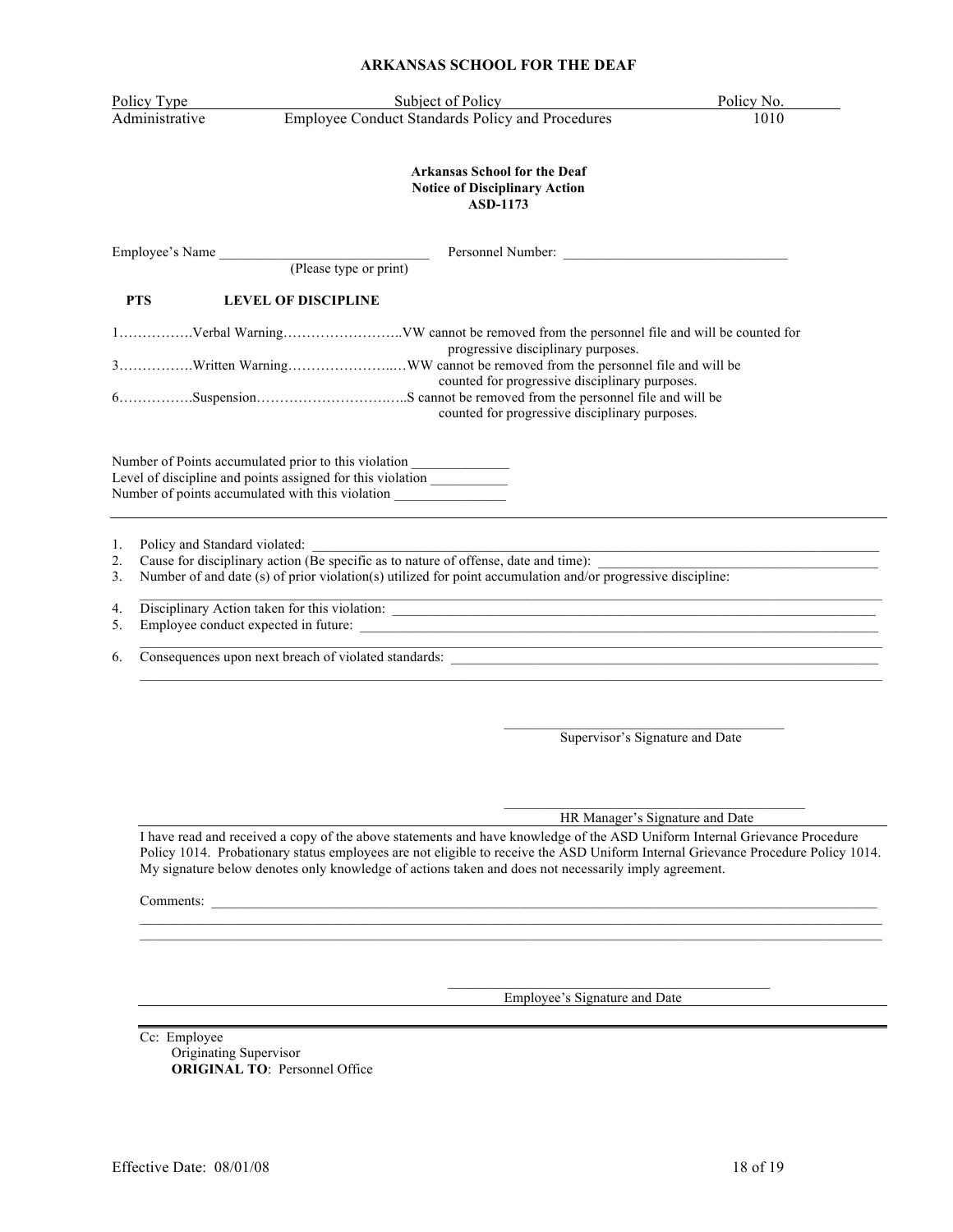# ARKANSAS SCHOOL FOR THE DEAF

| Policy Type | Subject of Policy | Policy No. |
| --- | --- | --- |
| Administrative | Employee Conduct Standards Policy and Procedures | 1010 |

**Arkansas School for the Deaf**
**Notice of Disciplinary Action**
**ASD-1173**

Employee's Name ______________________________ (Please type or print)    Personnel Number: ________________________________

| PTS | LEVEL OF DISCIPLINE | |
| --- | --- | --- |
| 1 | Verbal Warning | VW cannot be removed from the personnel file and will be counted for progressive disciplinary purposes. |
| 3 | Written Warning | WW cannot be removed from the personnel file and will be counted for progressive disciplinary purposes. |
| 6 | Suspension | S cannot be removed from the personnel file and will be counted for progressive disciplinary purposes. |

Number of Points accumulated prior to this violation _____________
Level of discipline and points assigned for this violation __________
Number of points accumulated with this violation _______________

---

1. Policy and Standard violated: ____________________________________________
2. Cause for disciplinary action (Be specific as to nature of offense, date and time): ____________________________
3. Number of and date (s) of prior violation(s) utilized for point accumulation and/or progressive discipline: ____________________________________________
4. Disciplinary Action taken for this violation: ____________________________________________
5. Employee conduct expected in future: ____________________________________________
6. Consequences upon next breach of violated standards: ____________________________________________

________________________________________
Supervisor's Signature and Date

________________________________________
HR Manager's Signature and Date

I have read and received a copy of the above statements and have knowledge of the ASD Uniform Internal Grievance Procedure Policy 1014. Probationary status employees are not eligible to receive the ASD Uniform Internal Grievance Procedure Policy 1014. My signature below denotes only knowledge of actions taken and does not necessarily imply agreement.

Comments: ____________________________________________

________________________________________
Employee's Signature and Date

Cc: Employee
Originating Supervisor
**ORIGINAL TO**: Personnel Office

Effective Date: 08/01/08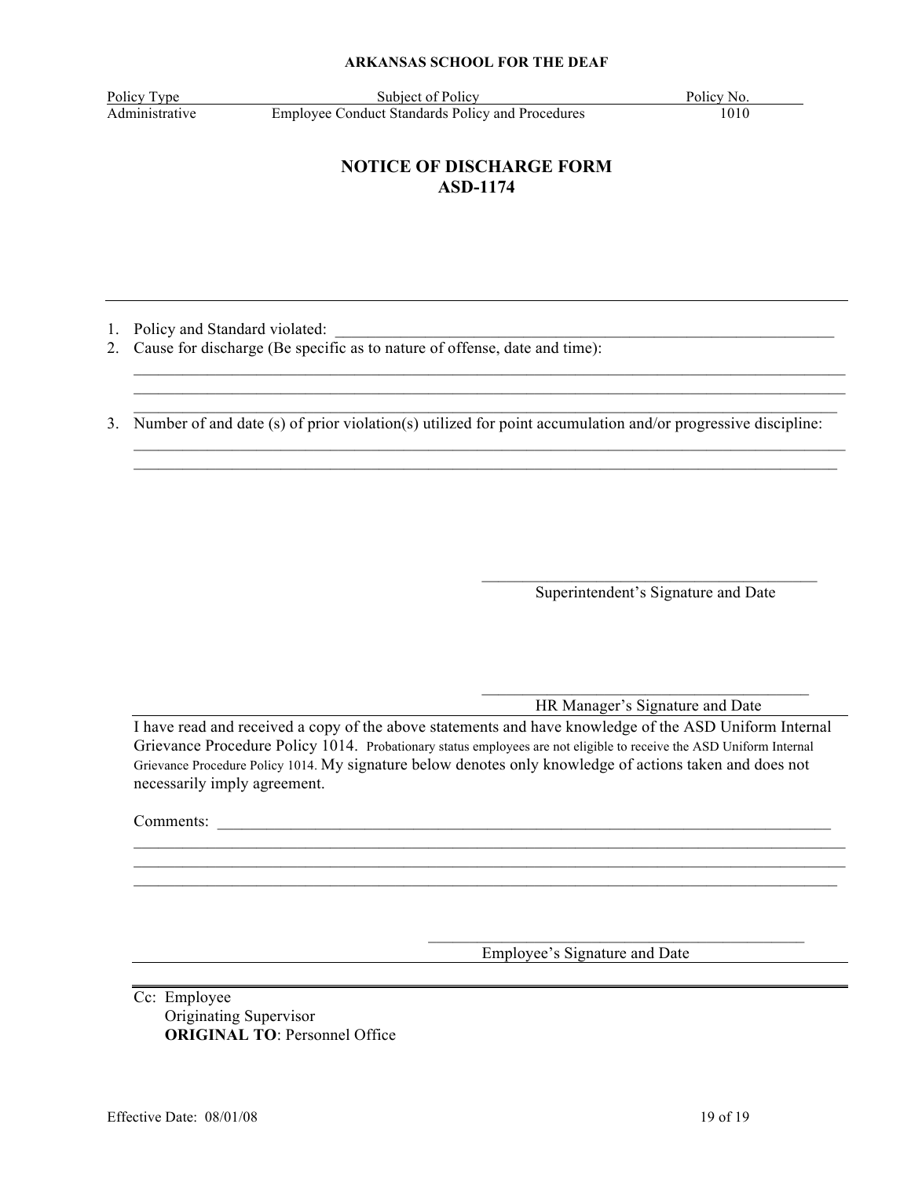**ARKANSAS SCHOOL FOR THE DEAF**

| Policy Type | Subject of Policy | Policy No. |
|---|---|---|
| Administrative | Employee Conduct Standards Policy and Procedures | 1010 |

## NOTICE OF DISCHARGE FORM
## ASD-1174

1. Policy and Standard violated: ____________________________________________________________________
2. Cause for discharge (Be specific as to nature of offense, date and time):
   ____________________________________________________________________
   ____________________________________________________________________
   ____________________________________________________________________
3. Number of and date (s) of prior violation(s) utilized for point accumulation and/or progressive discipline:
   ____________________________________________________________________
   ____________________________________________________________________

_______________________________________
Superintendent's Signature and Date

_______________________________________
HR Manager's Signature and Date

I have read and received a copy of the above statements and have knowledge of the ASD Uniform Internal Grievance Procedure Policy 1014. Probationary status employees are not eligible to receive the ASD Uniform Internal Grievance Procedure Policy 1014. My signature below denotes only knowledge of actions taken and does not necessarily imply agreement.

Comments: ____________________________________________________________________
____________________________________________________________________
____________________________________________________________________
____________________________________________________________________

_______________________________________
Employee's Signature and Date

Cc: Employee
Originating Supervisor
**ORIGINAL TO**: Personnel Office

Effective Date: 08/01/08